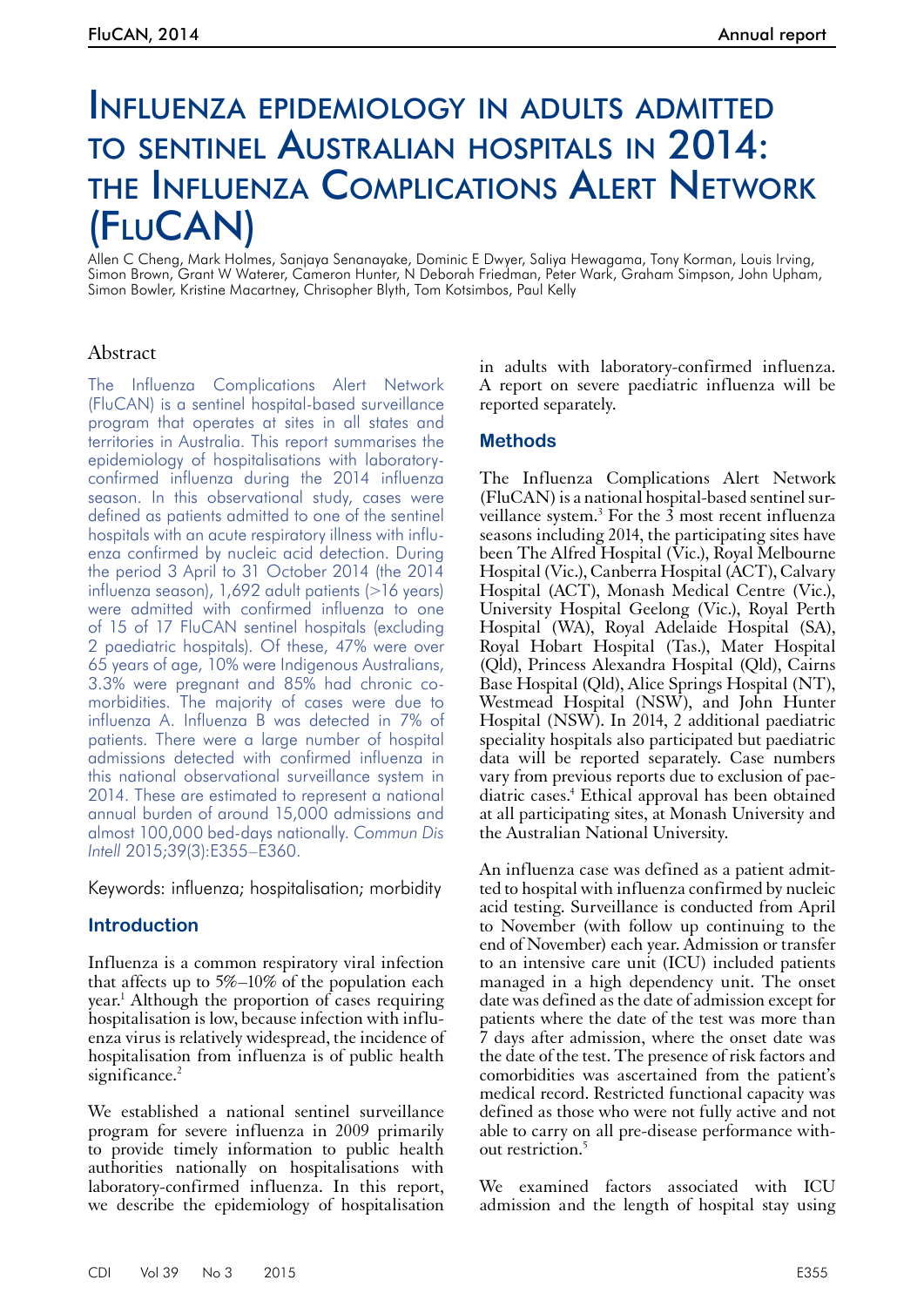# Influenza epidemiology in adults admitted to sentinel Australian hospitals in 2014: the Influenza Complications Alert Network (FluCAN)

Allen C Cheng, Mark Holmes, Sanjaya Senanayake, Dominic E Dwyer, Saliya Hewagama, Tony Korman, Louis Irving, Simon Brown, Grant W Waterer, Cameron Hunter, N Deborah Friedman, Peter Wark, Graham Simpson, John Upham, Simon Bowler, Kristine Macartney, Chrisopher Blyth, Tom Kotsimbos, Paul Kelly

## Abstract

The Influenza Complications Alert Network (FluCAN) is a sentinel hospital-based surveillance program that operates at sites in all states and territories in Australia. This report summarises the epidemiology of hospitalisations with laboratory-confirmed influenza during the 2014 influenza season. In this observational study, cases were defined as patients admitted to one of the sentinel hospitals with an acute respiratory illness with influenza confirmed by nucleic acid detection. During the period 3 April to 31 October 2014 (the 2014 influenza season), 1,692 adult patients (>16 years) were admitted with confirmed influenza to one of 15 of 17 FluCAN sentinel hospitals (excluding 2 paediatric hospitals). Of these, 47% were over 65 years of age, 10% were Indigenous Australians, 3.3% were pregnant and 85% had chronic co-morbidities. The majority of cases were due to influenza A. Influenza B was detected in 7% of patients. There were a large number of hospital admissions detected with confirmed influenza in this national observational surveillance system in 2014. These are estimated to represent a national annual burden of around 15,000 admissions and almost 100,000 bed-days nationally. *Commun Dis Intell* 2015;39(3):E355–E360.

Keywords: influenza; hospitalisation; morbidity

## Introduction

Influenza is a common respiratory viral infection that affects up to 5%–10% of the population each year.[1] Although the proportion of cases requiring hospitalisation is low, because infection with influenza virus is relatively widespread, the incidence of hospitalisation from influenza is of public health significance.[2]

We established a national sentinel surveillance program for severe influenza in 2009 primarily to provide timely information to public health authorities nationally on hospitalisations with laboratory-confirmed influenza. In this report, we describe the epidemiology of hospitalisation in adults with laboratory-confirmed influenza. A report on severe paediatric influenza will be reported separately.

## Methods

The Influenza Complications Alert Network (FluCAN) is a national hospital-based sentinel surveillance system.[3] For the 3 most recent influenza seasons including 2014, the participating sites have been The Alfred Hospital (Vic.), Royal Melbourne Hospital (Vic.), Canberra Hospital (ACT), Calvary Hospital (ACT), Monash Medical Centre (Vic.), University Hospital Geelong (Vic.), Royal Perth Hospital (WA), Royal Adelaide Hospital (SA), Royal Hobart Hospital (Tas.), Mater Hospital (Qld), Princess Alexandra Hospital (Qld), Cairns Base Hospital (Qld), Alice Springs Hospital (NT), Westmead Hospital (NSW), and John Hunter Hospital (NSW). In 2014, 2 additional paediatric speciality hospitals also participated but paediatric data will be reported separately. Case numbers vary from previous reports due to exclusion of paediatric cases.[4] Ethical approval has been obtained at all participating sites, at Monash University and the Australian National University.

An influenza case was defined as a patient admitted to hospital with influenza confirmed by nucleic acid testing. Surveillance is conducted from April to November (with follow up continuing to the end of November) each year. Admission or transfer to an intensive care unit (ICU) included patients managed in a high dependency unit. The onset date was defined as the date of admission except for patients where the date of the test was more than 7 days after admission, where the onset date was the date of the test. The presence of risk factors and comorbidities was ascertained from the patient's medical record. Restricted functional capacity was defined as those who were not fully active and not able to carry on all pre-disease performance without restriction.[5]

We examined factors associated with ICU admission and the length of hospital stay using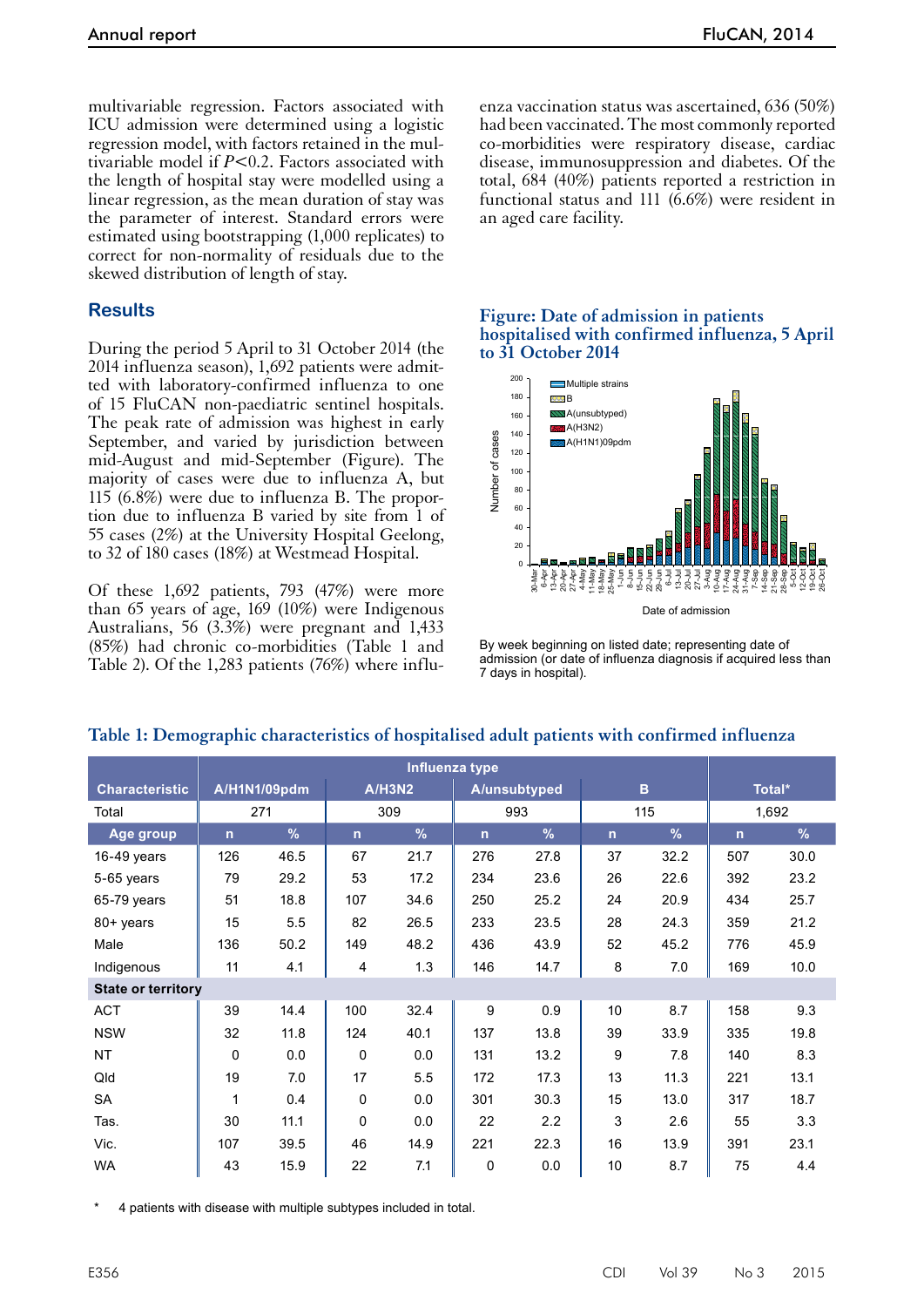multivariable regression. Factors associated with ICU admission were determined using a logistic regression model, with factors retained in the multivariable model if $P<0.2$. Factors associated with the length of hospital stay were modelled using a linear regression, as the mean duration of stay was the parameter of interest. Standard errors were estimated using bootstrapping (1,000 replicates) to correct for non-normality of residuals due to the skewed distribution of length of stay.

## Results

During the period 5 April to 31 October 2014 (the 2014 influenza season), 1,692 patients were admitted with laboratory-confirmed influenza to one of 15 FluCAN non-paediatric sentinel hospitals. The peak rate of admission was highest in early September, and varied by jurisdiction between mid-August and mid-September (Figure). The majority of cases were due to influenza A, but 115 (6.8%) were due to influenza B. The proportion due to influenza B varied by site from 1 of 55 cases (2%) at the University Hospital Geelong, to 32 of 180 cases (18%) at Westmead Hospital.

Of these 1,692 patients, 793 (47%) were more than 65 years of age, 169 (10%) were Indigenous Australians, 56 (3.3%) were pregnant and 1,433 (85%) had chronic co-morbidities (Table 1 and Table 2). Of the 1,283 patients (76%) where influenza vaccination status was ascertained, 636 (50%) had been vaccinated. The most commonly reported co-morbidities were respiratory disease, cardiac disease, immunosuppression and diabetes. Of the total, 684 (40%) patients reported a restriction in functional status and 111 (6.6%) were resident in an aged care facility.

**Figure: Date of admission in patients hospitalised with confirmed influenza, 5 April to 31 October 2014**

By week beginning on listed date; representing date of admission (or date of influenza diagnosis if acquired less than 7 days in hospital).

**Table 1: Demographic characteristics of hospitalised adult patients with confirmed influenza**

| Characteristic | Influenza type | | | | | | | | Total* | |
|---|---|---|---|---|---|---|---|---|---|---|
| | A/H1N1/09pdm | | A/H3N2 | | A/unsubtyped | | B | | | |
| Total | 271 | | 309 | | 993 | | 115 | | 1,692 | |
| Age group | n | % | n | % | n | % | n | % | n | % |
| 16-49 years | 126 | 46.5 | 67 | 21.7 | 276 | 27.8 | 37 | 32.2 | 507 | 30.0 |
| 5-65 years | 79 | 29.2 | 53 | 17.2 | 234 | 23.6 | 26 | 22.6 | 392 | 23.2 |
| 65-79 years | 51 | 18.8 | 107 | 34.6 | 250 | 25.2 | 24 | 20.9 | 434 | 25.7 |
| 80+ years | 15 | 5.5 | 82 | 26.5 | 233 | 23.5 | 28 | 24.3 | 359 | 21.2 |
| Male | 136 | 50.2 | 149 | 48.2 | 436 | 43.9 | 52 | 45.2 | 776 | 45.9 |
| Indigenous | 11 | 4.1 | 4 | 1.3 | 146 | 14.7 | 8 | 7.0 | 169 | 10.0 |
| **State or territory** | | | | | | | | | | |
| ACT | 39 | 14.4 | 100 | 32.4 | 9 | 0.9 | 10 | 8.7 | 158 | 9.3 |
| NSW | 32 | 11.8 | 124 | 40.1 | 137 | 13.8 | 39 | 33.9 | 335 | 19.8 |
| NT | 0 | 0.0 | 0 | 0.0 | 131 | 13.2 | 9 | 7.8 | 140 | 8.3 |
| Qld | 19 | 7.0 | 17 | 5.5 | 172 | 17.3 | 13 | 11.3 | 221 | 13.1 |
| SA | 1 | 0.4 | 0 | 0.0 | 301 | 30.3 | 15 | 13.0 | 317 | 18.7 |
| Tas. | 30 | 11.1 | 0 | 0.0 | 22 | 2.2 | 3 | 2.6 | 55 | 3.3 |
| Vic. | 107 | 39.5 | 46 | 14.9 | 221 | 22.3 | 16 | 13.9 | 391 | 23.1 |
| WA | 43 | 15.9 | 22 | 7.1 | 0 | 0.0 | 10 | 8.7 | 75 | 4.4 |

\* 4 patients with disease with multiple subtypes included in total.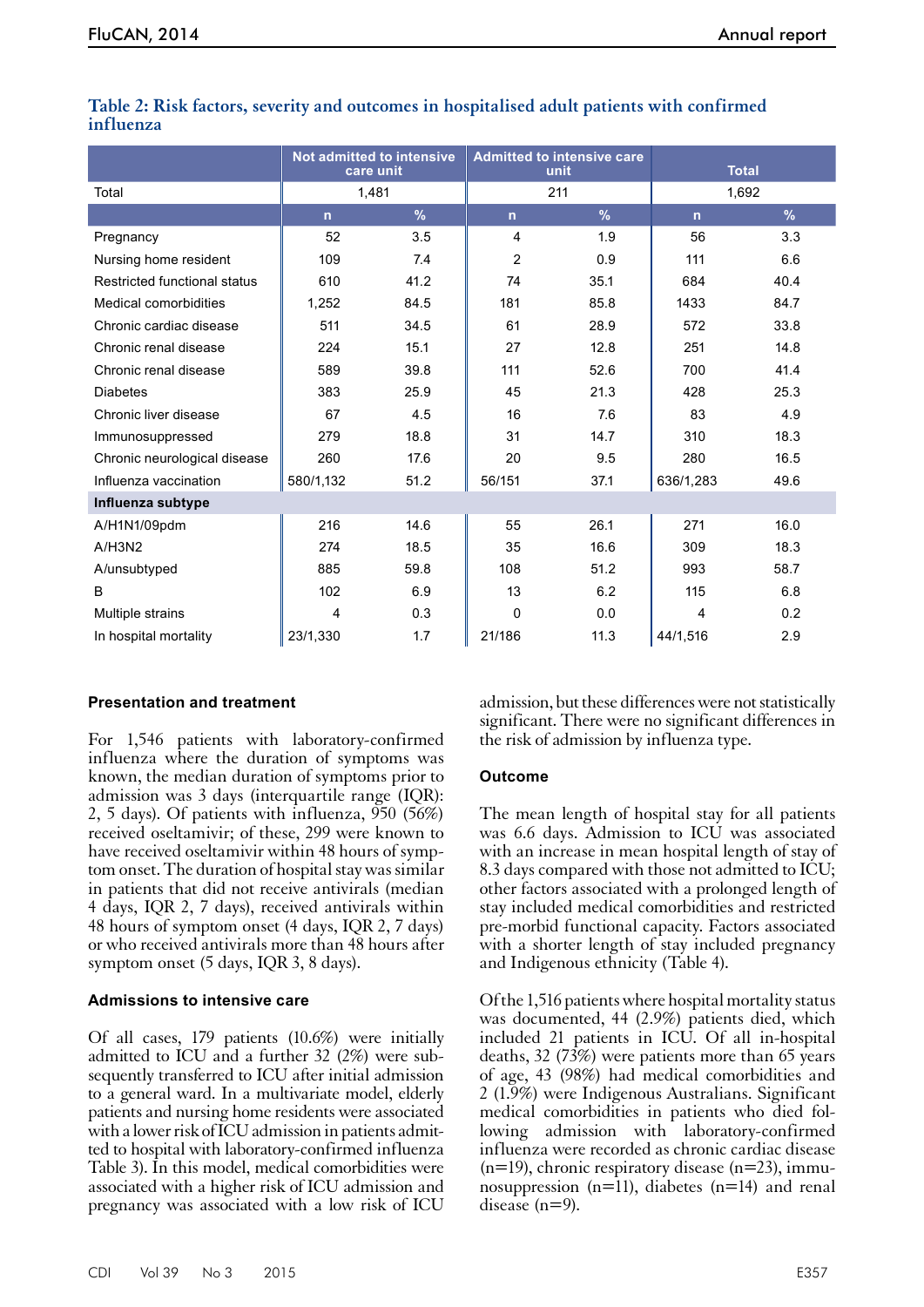**Table 2: Risk factors, severity and outcomes in hospitalised adult patients with confirmed influenza**

| | Not admitted to intensive care unit | | Admitted to intensive care unit | | Total | |
|---|---|---|---|---|---|---|
| Total | 1,481 | | 211 | | 1,692 | |
| | n | % | n | % | n | % |
| Pregnancy | 52 | 3.5 | 4 | 1.9 | 56 | 3.3 |
| Nursing home resident | 109 | 7.4 | 2 | 0.9 | 111 | 6.6 |
| Restricted functional status | 610 | 41.2 | 74 | 35.1 | 684 | 40.4 |
| Medical comorbidities | 1,252 | 84.5 | 181 | 85.8 | 1433 | 84.7 |
| Chronic cardiac disease | 511 | 34.5 | 61 | 28.9 | 572 | 33.8 |
| Chronic renal disease | 224 | 15.1 | 27 | 12.8 | 251 | 14.8 |
| Chronic renal disease | 589 | 39.8 | 111 | 52.6 | 700 | 41.4 |
| Diabetes | 383 | 25.9 | 45 | 21.3 | 428 | 25.3 |
| Chronic liver disease | 67 | 4.5 | 16 | 7.6 | 83 | 4.9 |
| Immunosuppressed | 279 | 18.8 | 31 | 14.7 | 310 | 18.3 |
| Chronic neurological disease | 260 | 17.6 | 20 | 9.5 | 280 | 16.5 |
| Influenza vaccination | 580/1,132 | 51.2 | 56/151 | 37.1 | 636/1,283 | 49.6 |
| **Influenza subtype** | | | | | | |
| A/H1N1/09pdm | 216 | 14.6 | 55 | 26.1 | 271 | 16.0 |
| A/H3N2 | 274 | 18.5 | 35 | 16.6 | 309 | 18.3 |
| A/unsubtyped | 885 | 59.8 | 108 | 51.2 | 993 | 58.7 |
| B | 102 | 6.9 | 13 | 6.2 | 115 | 6.8 |
| Multiple strains | 4 | 0.3 | 0 | 0.0 | 4 | 0.2 |
| In hospital mortality | 23/1,330 | 1.7 | 21/186 | 11.3 | 44/1,516 | 2.9 |

### Presentation and treatment

For 1,546 patients with laboratory-confirmed influenza where the duration of symptoms was known, the median duration of symptoms prior to admission was 3 days (interquartile range (IQR): 2, 5 days). Of patients with influenza, 950 (56%) received oseltamivir; of these, 299 were known to have received oseltamivir within 48 hours of symptom onset. The duration of hospital stay was similar in patients that did not receive antivirals (median 4 days, IQR 2, 7 days), received antivirals within 48 hours of symptom onset (4 days, IQR 2, 7 days) or who received antivirals more than 48 hours after symptom onset (5 days, IQR 3, 8 days).

### Admissions to intensive care

Of all cases, 179 patients (10.6%) were initially admitted to ICU and a further 32 (2%) were subsequently transferred to ICU after initial admission to a general ward. In a multivariate model, elderly patients and nursing home residents were associated with a lower risk of ICU admission in patients admitted to hospital with laboratory-confirmed influenza Table 3). In this model, medical comorbidities were associated with a higher risk of ICU admission and pregnancy was associated with a low risk of ICU admission, but these differences were not statistically significant. There were no significant differences in the risk of admission by influenza type.

### Outcome

The mean length of hospital stay for all patients was 6.6 days. Admission to ICU was associated with an increase in mean hospital length of stay of 8.3 days compared with those not admitted to ICU; other factors associated with a prolonged length of stay included medical comorbidities and restricted pre-morbid functional capacity. Factors associated with a shorter length of stay included pregnancy and Indigenous ethnicity (Table 4).

Of the 1,516 patients where hospital mortality status was documented, 44 (2.9%) patients died, which included 21 patients in ICU. Of all in-hospital deaths, 32 (73%) were patients more than 65 years of age, 43 (98%) had medical comorbidities and 2 (1.9%) were Indigenous Australians. Significant medical comorbidities in patients who died following admission with laboratory-confirmed influenza were recorded as chronic cardiac disease (n=19), chronic respiratory disease (n=23), immunosuppression (n=11), diabetes (n=14) and renal disease (n=9).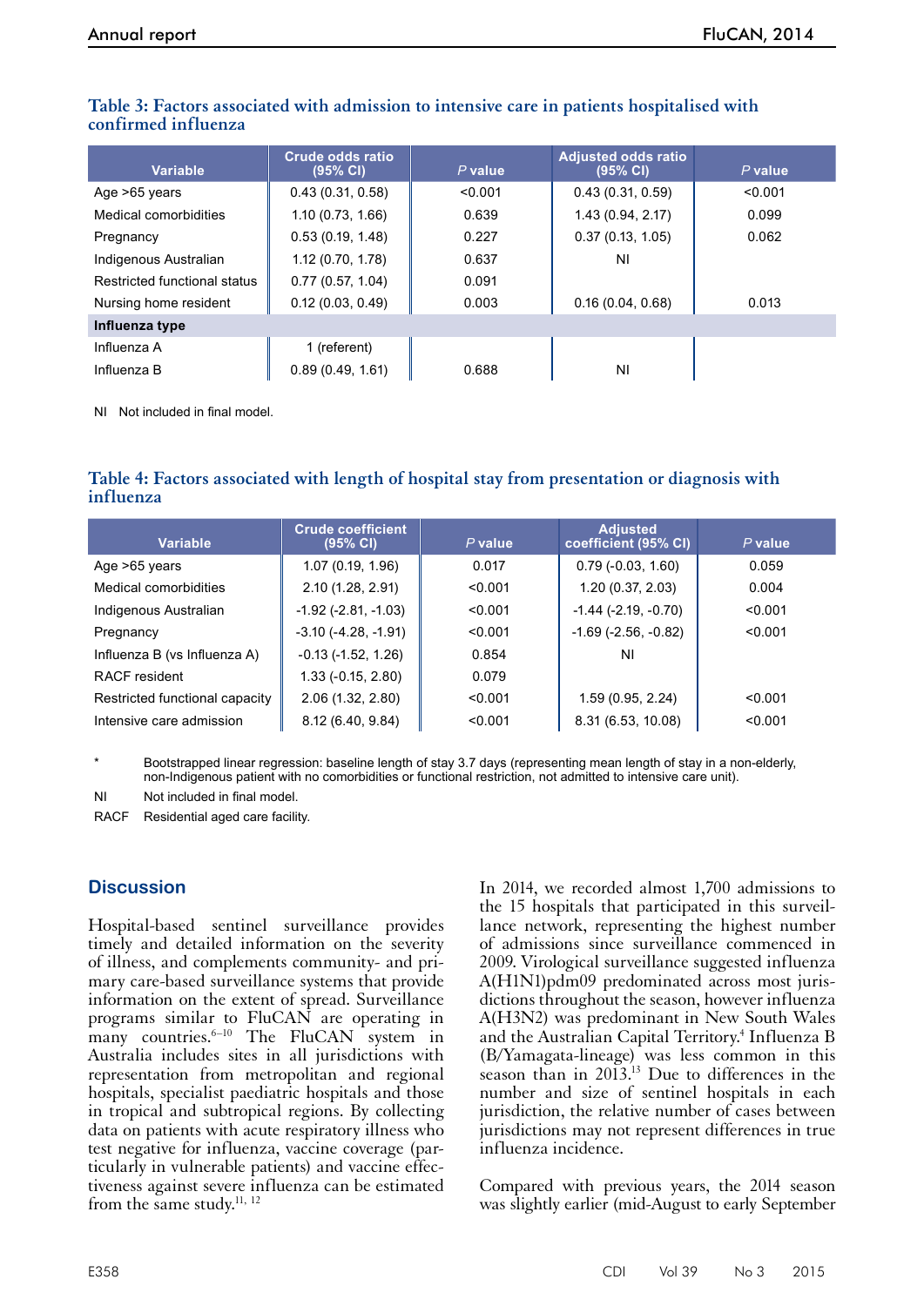**Table 3: Factors associated with admission to intensive care in patients hospitalised with confirmed influenza**

| Variable | Crude odds ratio (95% CI) | *P* value | Adjusted odds ratio (95% CI) | *P* value |
|---|---|---|---|---|
| Age >65 years | 0.43 (0.31, 0.58) | <0.001 | 0.43 (0.31, 0.59) | <0.001 |
| Medical comorbidities | 1.10 (0.73, 1.66) | 0.639 | 1.43 (0.94, 2.17) | 0.099 |
| Pregnancy | 0.53 (0.19, 1.48) | 0.227 | 0.37 (0.13, 1.05) | 0.062 |
| Indigenous Australian | 1.12 (0.70, 1.78) | 0.637 | NI | |
| Restricted functional status | 0.77 (0.57, 1.04) | 0.091 | | |
| Nursing home resident | 0.12 (0.03, 0.49) | 0.003 | 0.16 (0.04, 0.68) | 0.013 |
| **Influenza type** | | | | |
| Influenza A | 1 (referent) | | | |
| Influenza B | 0.89 (0.49, 1.61) | 0.688 | NI | |

NI Not included in final model.

**Table 4: Factors associated with length of hospital stay from presentation or diagnosis with influenza**

| Variable | Crude coefficient (95% CI) | *P* value | Adjusted coefficient (95% CI) | *P* value |
|---|---|---|---|---|
| Age >65 years | 1.07 (0.19, 1.96) | 0.017 | 0.79 (-0.03, 1.60) | 0.059 |
| Medical comorbidities | 2.10 (1.28, 2.91) | <0.001 | 1.20 (0.37, 2.03) | 0.004 |
| Indigenous Australian | -1.92 (-2.81, -1.03) | <0.001 | -1.44 (-2.19, -0.70) | <0.001 |
| Pregnancy | -3.10 (-4.28, -1.91) | <0.001 | -1.69 (-2.56, -0.82) | <0.001 |
| Influenza B (vs Influenza A) | -0.13 (-1.52, 1.26) | 0.854 | NI | |
| RACF resident | 1.33 (-0.15, 2.80) | 0.079 | | |
| Restricted functional capacity | 2.06 (1.32, 2.80) | <0.001 | 1.59 (0.95, 2.24) | <0.001 |
| Intensive care admission | 8.12 (6.40, 9.84) | <0.001 | 8.31 (6.53, 10.08) | <0.001 |

\* Bootstrapped linear regression: baseline length of stay 3.7 days (representing mean length of stay in a non-elderly, non-Indigenous patient with no comorbidities or functional restriction, not admitted to intensive care unit).

NI Not included in final model.

RACF Residential aged care facility.

## Discussion

Hospital-based sentinel surveillance provides timely and detailed information on the severity of illness, and complements community- and primary care-based surveillance systems that provide information on the extent of spread. Surveillance programs similar to FluCAN are operating in many countries.[6–10] The FluCAN system in Australia includes sites in all jurisdictions with representation from metropolitan and regional hospitals, specialist paediatric hospitals and those in tropical and subtropical regions. By collecting data on patients with acute respiratory illness who test negative for influenza, vaccine coverage (particularly in vulnerable patients) and vaccine effectiveness against severe influenza can be estimated from the same study.[11, 12]

In 2014, we recorded almost 1,700 admissions to the 15 hospitals that participated in this surveillance network, representing the highest number of admissions since surveillance commenced in 2009. Virological surveillance suggested influenza A(H1N1)pdm09 predominated across most jurisdictions throughout the season, however influenza A(H3N2) was predominant in New South Wales and the Australian Capital Territory.[4] Influenza B (B/Yamagata-lineage) was less common in this season than in 2013.[13] Due to differences in the number and size of sentinel hospitals in each jurisdiction, the relative number of cases between jurisdictions may not represent differences in true influenza incidence.

Compared with previous years, the 2014 season was slightly earlier (mid-August to early September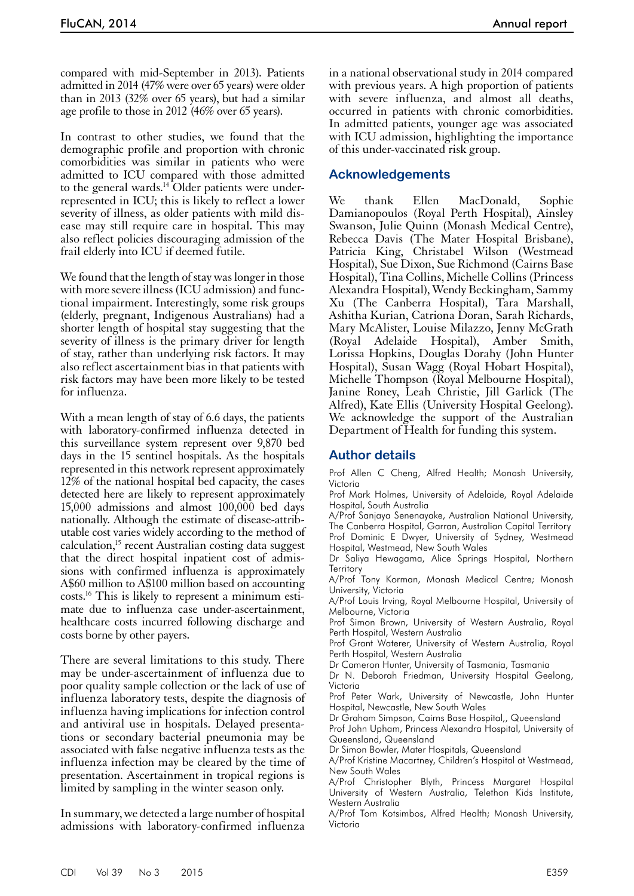compared with mid-September in 2013). Patients admitted in 2014 (47% were over 65 years) were older than in 2013 (32% over 65 years), but had a similar age profile to those in 2012 (46% over 65 years).

In contrast to other studies, we found that the demographic profile and proportion with chronic comorbidities was similar in patients who were admitted to ICU compared with those admitted to the general wards.[14] Older patients were under-represented in ICU; this is likely to reflect a lower severity of illness, as older patients with mild disease may still require care in hospital. This may also reflect policies discouraging admission of the frail elderly into ICU if deemed futile.

We found that the length of stay was longer in those with more severe illness (ICU admission) and functional impairment. Interestingly, some risk groups (elderly, pregnant, Indigenous Australians) had a shorter length of hospital stay suggesting that the severity of illness is the primary driver for length of stay, rather than underlying risk factors. It may also reflect ascertainment bias in that patients with risk factors may have been more likely to be tested for influenza.

With a mean length of stay of 6.6 days, the patients with laboratory-confirmed influenza detected in this surveillance system represent over 9,870 bed days in the 15 sentinel hospitals. As the hospitals represented in this network represent approximately 12% of the national hospital bed capacity, the cases detected here are likely to represent approximately 15,000 admissions and almost 100,000 bed days nationally. Although the estimate of disease-attributable cost varies widely according to the method of calculation,[15] recent Australian costing data suggest that the direct hospital inpatient cost of admissions with confirmed influenza is approximately A$60 million to A$100 million based on accounting costs.[16] This is likely to represent a minimum estimate due to influenza case under-ascertainment, healthcare costs incurred following discharge and costs borne by other payers.

There are several limitations to this study. There may be under-ascertainment of influenza due to poor quality sample collection or the lack of use of influenza laboratory tests, despite the diagnosis of influenza having implications for infection control and antiviral use in hospitals. Delayed presentations or secondary bacterial pneumonia may be associated with false negative influenza tests as the influenza infection may be cleared by the time of presentation. Ascertainment in tropical regions is limited by sampling in the winter season only.

In summary, we detected a large number of hospital admissions with laboratory-confirmed influenza in a national observational study in 2014 compared with previous years. A high proportion of patients with severe influenza, and almost all deaths, occurred in patients with chronic comorbidities. In admitted patients, younger age was associated with ICU admission, highlighting the importance of this under-vaccinated risk group.

## Acknowledgements

We thank Ellen MacDonald, Sophie Damianopoulos (Royal Perth Hospital), Ainsley Swanson, Julie Quinn (Monash Medical Centre), Rebecca Davis (The Mater Hospital Brisbane), Patricia King, Christabel Wilson (Westmead Hospital), Sue Dixon, Sue Richmond (Cairns Base Hospital), Tina Collins, Michelle Collins (Princess Alexandra Hospital), Wendy Beckingham, Sammy Xu (The Canberra Hospital), Tara Marshall, Ashitha Kurian, Catriona Doran, Sarah Richards, Mary McAlister, Louise Milazzo, Jenny McGrath (Royal Adelaide Hospital), Amber Smith, Lorissa Hopkins, Douglas Dorahy (John Hunter Hospital), Susan Wagg (Royal Hobart Hospital), Michelle Thompson (Royal Melbourne Hospital), Janine Roney, Leah Christie, Jill Garlick (The Alfred), Kate Ellis (University Hospital Geelong). We acknowledge the support of the Australian Department of Health for funding this system.

## Author details

Prof Allen C Cheng, Alfred Health; Monash University, Victoria

Prof Mark Holmes, University of Adelaide, Royal Adelaide Hospital, South Australia

A/Prof Sanjaya Senenayake, Australian National University, The Canberra Hospital, Garran, Australian Capital Territory

Prof Dominic E Dwyer, University of Sydney, Westmead Hospital, Westmead, New South Wales

Dr Saliya Hewagama, Alice Springs Hospital, Northern Territory

A/Prof Tony Korman, Monash Medical Centre; Monash University, Victoria

A/Prof Louis Irving, Royal Melbourne Hospital, University of Melbourne, Victoria

Prof Simon Brown, University of Western Australia, Royal Perth Hospital, Western Australia

Prof Grant Waterer, University of Western Australia, Royal Perth Hospital, Western Australia

Dr Cameron Hunter, University of Tasmania, Tasmania

Dr N. Deborah Friedman, University Hospital Geelong, Victoria

Prof Peter Wark, University of Newcastle, John Hunter Hospital, Newcastle, New South Wales

Dr Graham Simpson, Cairns Base Hospital,, Queensland

Prof John Upham, Princess Alexandra Hospital, University of Queensland, Queensland

Dr Simon Bowler, Mater Hospitals, Queensland

A/Prof Kristine Macartney, Children's Hospital at Westmead, New South Wales

A/Prof Christopher Blyth, Princess Margaret Hospital University of Western Australia, Telethon Kids Institute, Western Australia

A/Prof Tom Kotsimbos, Alfred Health; Monash University, Victoria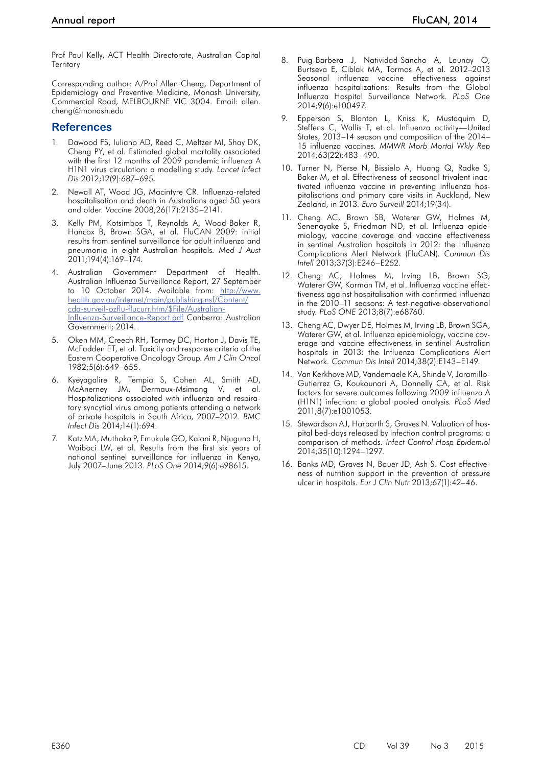Prof Paul Kelly, ACT Health Directorate, Australian Capital Territory

Corresponding author: A/Prof Allen Cheng, Department of Epidemiology and Preventive Medicine, Monash University, Commercial Road, MELBOURNE VIC 3004. Email: allen.cheng@monash.edu

## References

1. Dawood FS, Iuliano AD, Reed C, Meltzer MI, Shay DK, Cheng PY, et al. Estimated global mortality associated with the first 12 months of 2009 pandemic influenza A H1N1 virus circulation: a modelling study. *Lancet Infect Dis* 2012;12(9):687–695.
2. Newall AT, Wood JG, Macintyre CR. Influenza-related hospitalisation and death in Australians aged 50 years and older. *Vaccine* 2008;26(17):2135–2141.
3. Kelly PM, Kotsimbos T, Reynolds A, Wood-Baker R, Hancox B, Brown SGA, et al. FluCAN 2009: initial results from sentinel surveillance for adult influenza and pneumonia in eight Australian hospitals. *Med J Aust* 2011;194(4):169–174.
4. Australian Government Department of Health. Australian Influenza Surveillance Report, 27 September to 10 October 2014. Available from: http://www.health.gov.au/internet/main/publishing.nsf/Content/cda-surveil-ozflu-flucurr.htm/$File/Australian-Influenza-Surveillance-Report.pdf Canberra: Australian Government; 2014.
5. Oken MM, Creech RH, Tormey DC, Horton J, Davis TE, McFadden ET, et al. Toxicity and response criteria of the Eastern Cooperative Oncology Group. *Am J Clin Oncol* 1982;5(6):649–655.
6. Kyeyagalire R, Tempia S, Cohen AL, Smith AD, McAnerney JM, Dermaux-Msimang V, et al. Hospitalizations associated with influenza and respiratory syncytial virus among patients attending a network of private hospitals in South Africa, 2007–2012. *BMC Infect Dis* 2014;14(1):694.
7. Katz MA, Muthoka P, Emukule GO, Kalani R, Njuguna H, Waiboci LW, et al. Results from the first six years of national sentinel surveillance for influenza in Kenya, July 2007–June 2013. *PLoS One* 2014;9(6):e98615.
8. Puig-Barbera J, Natividad-Sancho A, Launay O, Burtseva E, Ciblak MA, Tormos A, et al. 2012–2013 Seasonal influenza vaccine effectiveness against influenza hospitalizations: Results from the Global Influenza Hospital Surveillance Network. *PLoS One* 2014;9(6):e100497.
9. Epperson S, Blanton L, Kniss K, Mustaquim D, Steffens C, Wallis T, et al. Influenza activity—United States, 2013–14 season and composition of the 2014–15 influenza vaccines. *MMWR Morb Mortal Wkly Rep* 2014;63(22):483–490.
10. Turner N, Pierse N, Bissielo A, Huang Q, Radke S, Baker M, et al. Effectiveness of seasonal trivalent inactivated influenza vaccine in preventing influenza hospitalisations and primary care visits in Auckland, New Zealand, in 2013. *Euro Surveill* 2014;19(34).
11. Cheng AC, Brown SB, Waterer GW, Holmes M, Senenayake S, Friedman ND, et al. Influenza epidemiology, vaccine coverage and vaccine effectiveness in sentinel Australian hospitals in 2012: the Influenza Complications Alert Network (FluCAN). *Commun Dis Intell* 2013;37(3):E246–E252.
12. Cheng AC, Holmes M, Irving LB, Brown SG, Waterer GW, Korman TM, et al. Influenza vaccine effectiveness against hospitalisation with confirmed influenza in the 2010–11 seasons: A test-negative observational study. *PLoS ONE* 2013;8(7):e68760.
13. Cheng AC, Dwyer DE, Holmes M, Irving LB, Brown SGA, Waterer GW, et al. Influenza epidemiology, vaccine coverage and vaccine effectiveness in sentinel Australian hospitals in 2013: the Influenza Complications Alert Network. *Commun Dis Intell* 2014;38(2):E143–E149.
14. Van Kerkhove MD, Vandemaele KA, Shinde V, Jaramillo-Gutierrez G, Koukounari A, Donnelly CA, et al. Risk factors for severe outcomes following 2009 influenza A (H1N1) infection: a global pooled analysis. *PLoS Med* 2011;8(7):e1001053.
15. Stewardson AJ, Harbarth S, Graves N. Valuation of hospital bed-days released by infection control programs: a comparison of methods. *Infect Control Hosp Epidemiol* 2014;35(10):1294–1297.
16. Banks MD, Graves N, Bauer JD, Ash S. Cost effectiveness of nutrition support in the prevention of pressure ulcer in hospitals. *Eur J Clin Nutr* 2013;67(1):42–46.